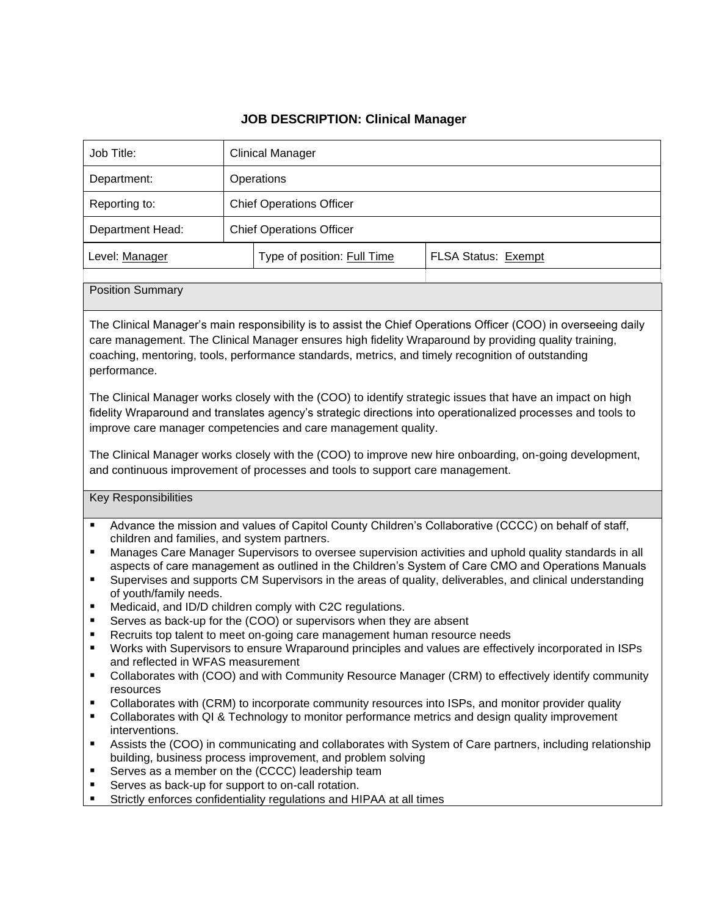# JOB DESCRIPTION: Clinical Manager

| Job Title: | Clinical Manager | |
|---|---|---|
| Department: | Operations | |
| Reporting to: | Chief Operations Officer | |
| Department Head: | Chief Operations Officer | |
| Level: Manager | Type of position: Full Time | FLSA Status: Exempt |

## Position Summary

The Clinical Manager's main responsibility is to assist the Chief Operations Officer (COO) in overseeing daily care management. The Clinical Manager ensures high fidelity Wraparound by providing quality training, coaching, mentoring, tools, performance standards, metrics, and timely recognition of outstanding performance.

The Clinical Manager works closely with the (COO) to identify strategic issues that have an impact on high fidelity Wraparound and translates agency's strategic directions into operationalized processes and tools to improve care manager competencies and care management quality.

The Clinical Manager works closely with the (COO) to improve new hire onboarding, on-going development, and continuous improvement of processes and tools to support care management.

## Key Responsibilities

- Advance the mission and values of Capitol County Children's Collaborative (CCCC) on behalf of staff, children and families, and system partners.
- Manages Care Manager Supervisors to oversee supervision activities and uphold quality standards in all aspects of care management as outlined in the Children's System of Care CMO and Operations Manuals
- Supervises and supports CM Supervisors in the areas of quality, deliverables, and clinical understanding of youth/family needs.
- Medicaid, and ID/D children comply with C2C regulations.
- Serves as back-up for the (COO) or supervisors when they are absent
- Recruits top talent to meet on-going care management human resource needs
- Works with Supervisors to ensure Wraparound principles and values are effectively incorporated in ISPs and reflected in WFAS measurement
- Collaborates with (COO) and with Community Resource Manager (CRM) to effectively identify community resources
- Collaborates with (CRM) to incorporate community resources into ISPs, and monitor provider quality
- Collaborates with QI & Technology to monitor performance metrics and design quality improvement interventions.
- Assists the (COO) in communicating and collaborates with System of Care partners, including relationship building, business process improvement, and problem solving
- Serves as a member on the (CCCC) leadership team
- Serves as back-up for support to on-call rotation.
- Strictly enforces confidentiality regulations and HIPAA at all times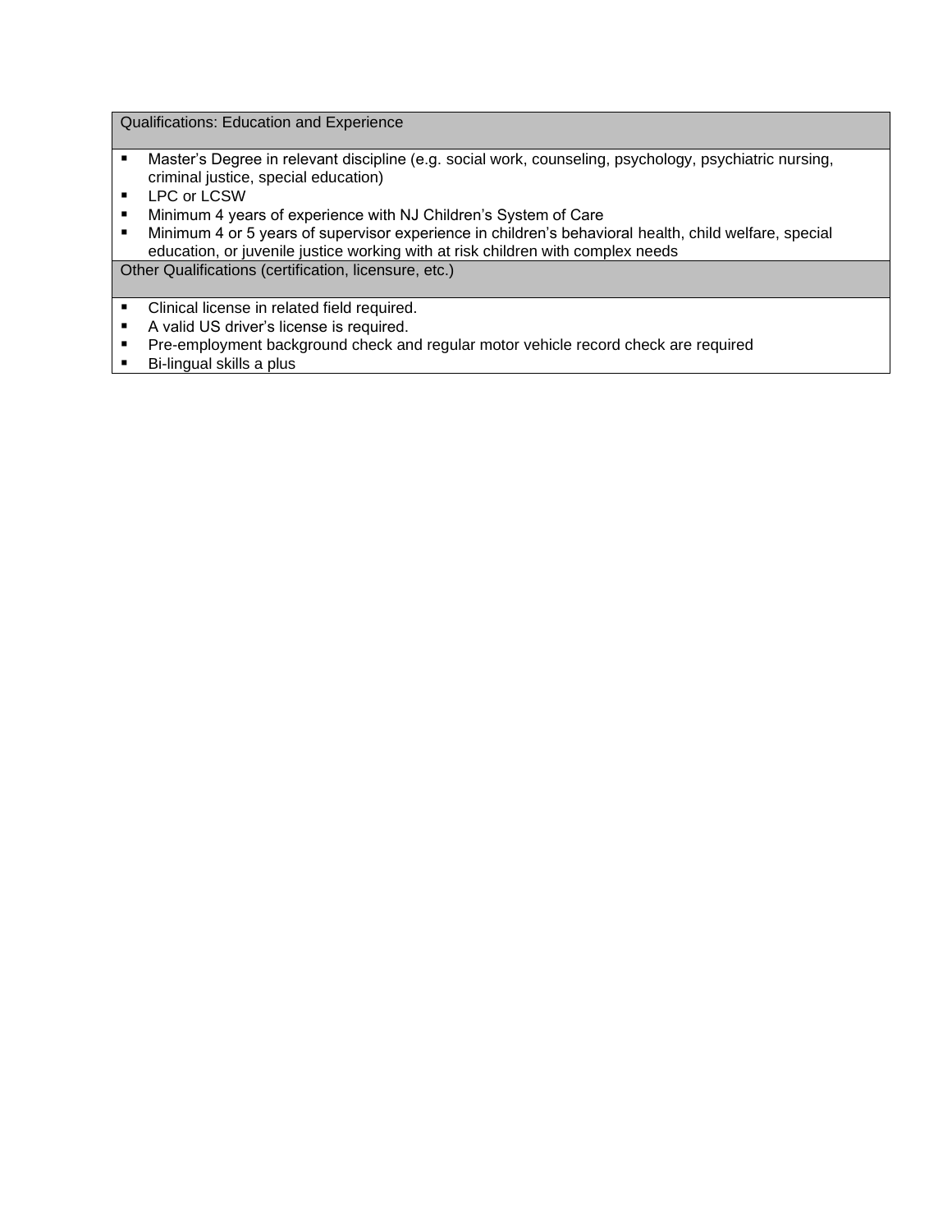| Qualifications: Education and Experience |
|---|
| ▪ Master's Degree in relevant discipline (e.g. social work, counseling, psychology, psychiatric nursing, criminal justice, special education)<br>▪ LPC or LCSW<br>▪ Minimum 4 years of experience with NJ Children's System of Care<br>▪ Minimum 4 or 5 years of supervisor experience in children's behavioral health, child welfare, special education, or juvenile justice working with at risk children with complex needs |
| Other Qualifications (certification, licensure, etc.) |
| ▪ Clinical license in related field required.<br>▪ A valid US driver's license is required.<br>▪ Pre-employment background check and regular motor vehicle record check are required<br>▪ Bi-lingual skills a plus |